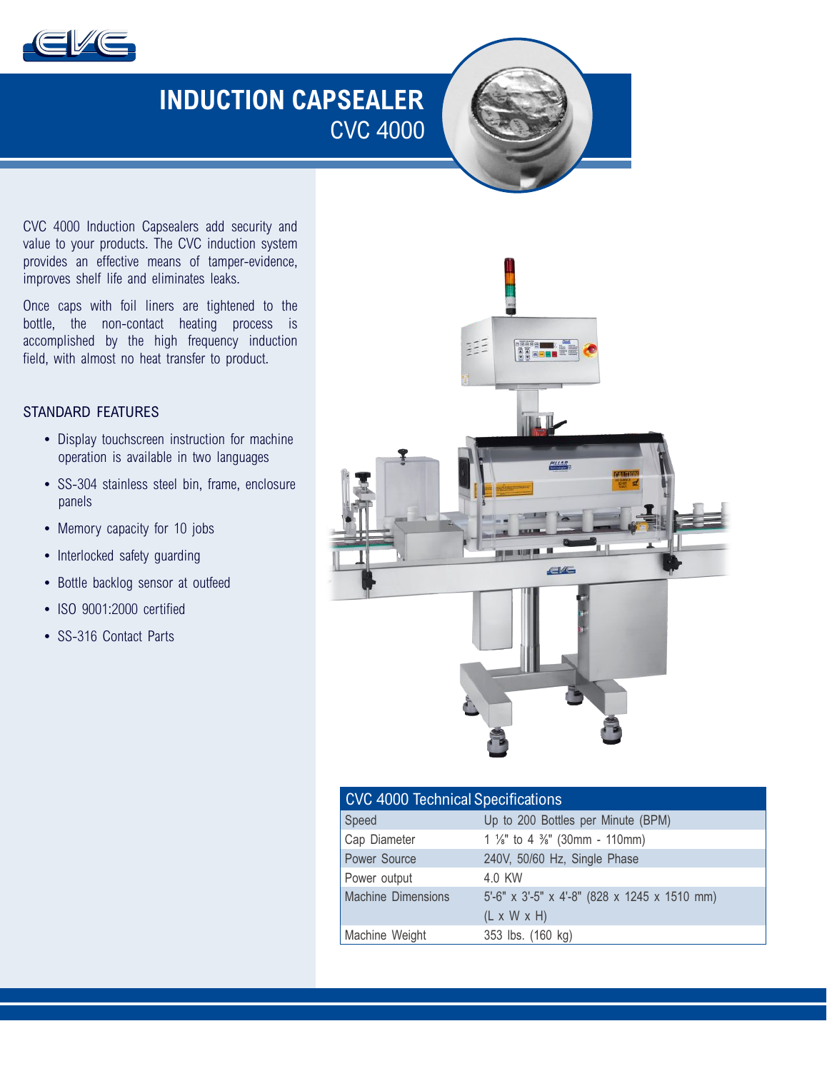# INDUCTION CAPSEALER
## CVC 4000

CVC 4000 Induction Capsealers add security and value to your products. The CVC induction system provides an effective means of tamper-evidence, improves shelf life and eliminates leaks.

Once caps with foil liners are tightened to the bottle, the non-contact heating process is accomplished by the high frequency induction field, with almost no heat transfer to product.

### STANDARD FEATURES

- Display touchscreen instruction for machine operation is available in two languages
- SS-304 stainless steel bin, frame, enclosure panels
- Memory capacity for 10 jobs
- Interlocked safety guarding
- Bottle backlog sensor at outfeed
- ISO 9001:2000 certified
- SS-316 Contact Parts

| CVC 4000 Technical Specifications | |
|---|---|
| Speed | Up to 200 Bottles per Minute (BPM) |
| Cap Diameter | 1 ⅛" to 4 ⅜" (30mm - 110mm) |
| Power Source | 240V, 50/60 Hz, Single Phase |
| Power output | 4.0 KW |
| Machine Dimensions | 5'-6" x 3'-5" x 4'-8" (828 x 1245 x 1510 mm) (L x W x H) |
| Machine Weight | 353 lbs. (160 kg) |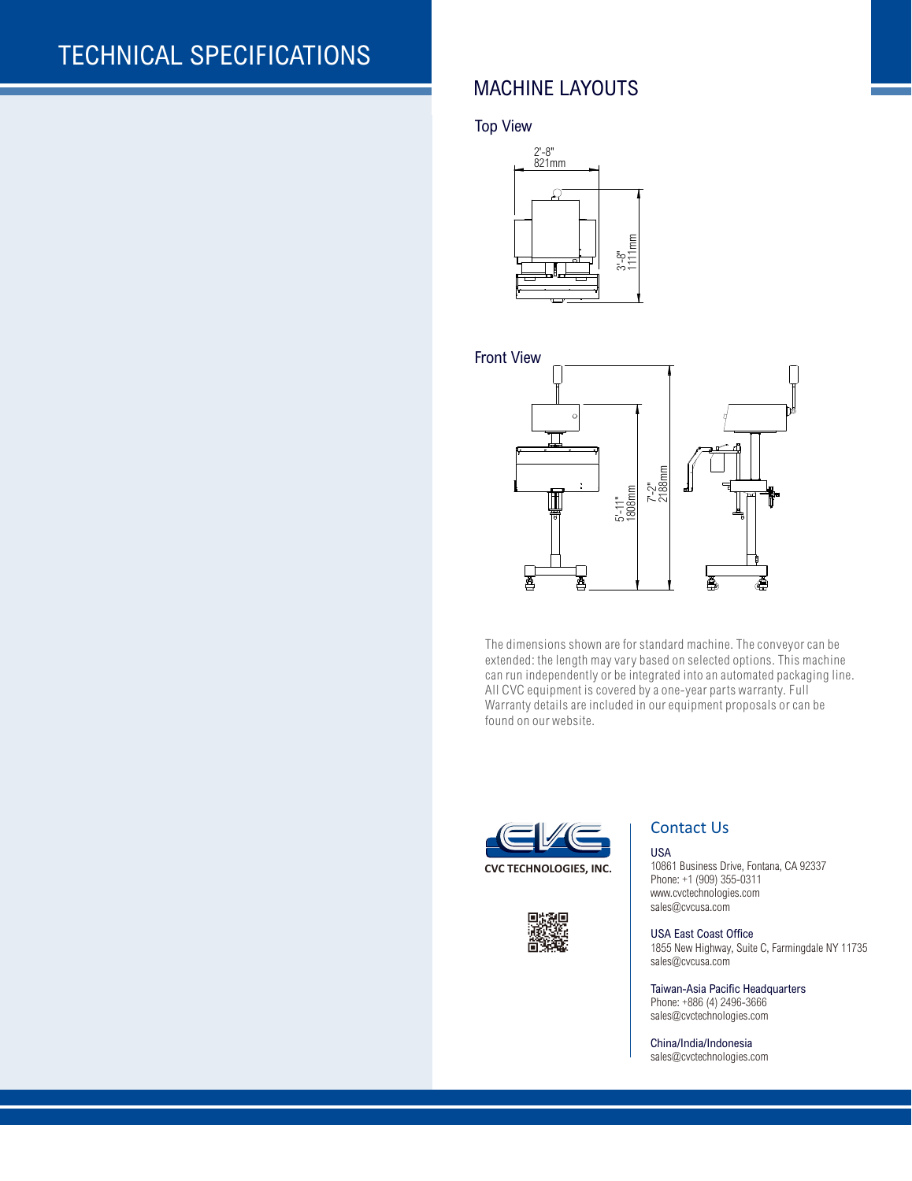# TECHNICAL SPECIFICATIONS

## MACHINE LAYOUTS

### Top View

2'-8"
821mm

3'-8"
1111mm

### Front View

5'-11"
1808mm

7'-2"
2188mm

The dimensions shown are for standard machine. The conveyor can be extended: the length may vary based on selected options. This machine can run independently or be integrated into an automated packaging line. All CVC equipment is covered by a one-year parts warranty. Full Warranty details are included in our equipment proposals or can be found on our website.

CVC TECHNOLOGIES, INC.

## Contact Us

USA
10861 Business Drive, Fontana, CA 92337
Phone: +1 (909) 355-0311
www.cvctechnologies.com
sales@cvcusa.com

USA East Coast Office
1855 New Highway, Suite C, Farmingdale NY 11735
sales@cvcusa.com

Taiwan-Asia Pacific Headquarters
Phone: +886 (4) 2496-3666
sales@cvctechnologies.com

China/India/Indonesia
sales@cvctechnologies.com